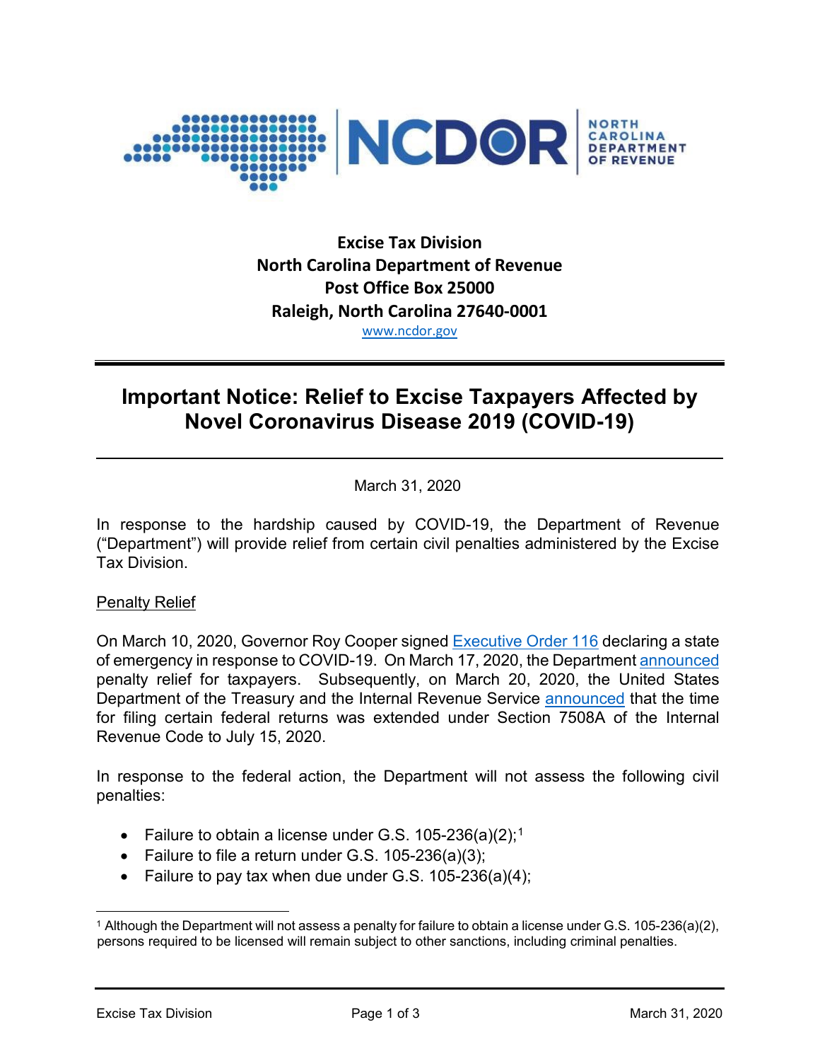**Excise Tax Division**
**North Carolina Department of Revenue**
**Post Office Box 25000**
**Raleigh, North Carolina 27640-0001**
www.ncdor.gov

# Important Notice: Relief to Excise Taxpayers Affected by Novel Coronavirus Disease 2019 (COVID-19)

March 31, 2020

In response to the hardship caused by COVID-19, the Department of Revenue ("Department") will provide relief from certain civil penalties administered by the Excise Tax Division.

## Penalty Relief

On March 10, 2020, Governor Roy Cooper signed Executive Order 116 declaring a state of emergency in response to COVID-19. On March 17, 2020, the Department announced penalty relief for taxpayers. Subsequently, on March 20, 2020, the United States Department of the Treasury and the Internal Revenue Service announced that the time for filing certain federal returns was extended under Section 7508A of the Internal Revenue Code to July 15, 2020.

In response to the federal action, the Department will not assess the following civil penalties:

- Failure to obtain a license under G.S. 105-236(a)(2);[1]
- Failure to file a return under G.S. 105-236(a)(3);
- Failure to pay tax when due under G.S. 105-236(a)(4);

[1] Although the Department will not assess a penalty for failure to obtain a license under G.S. 105-236(a)(2), persons required to be licensed will remain subject to other sanctions, including criminal penalties.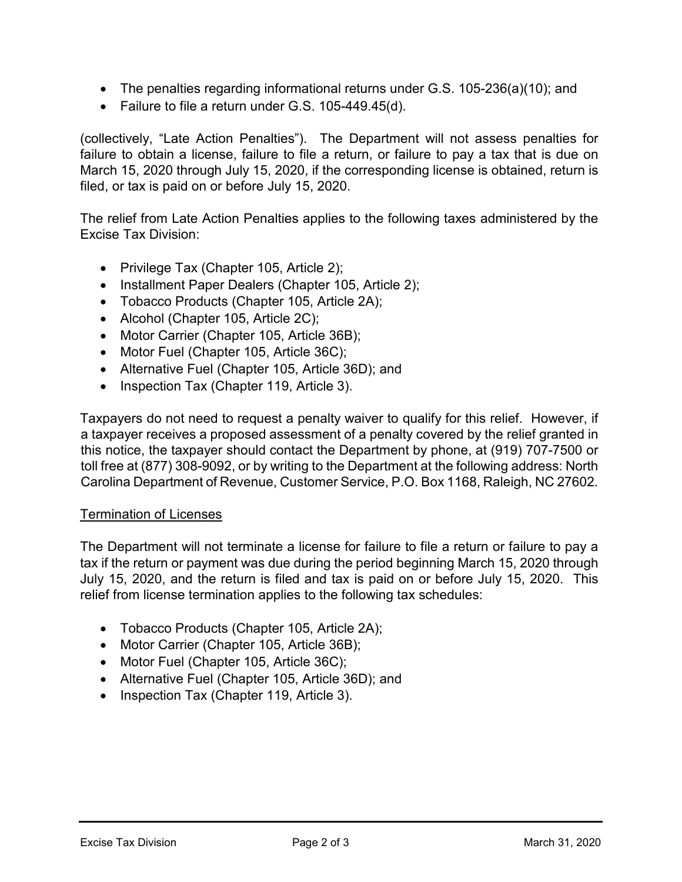- The penalties regarding informational returns under G.S. 105-236(a)(10); and
- Failure to file a return under G.S. 105-449.45(d).

(collectively, "Late Action Penalties"). The Department will not assess penalties for failure to obtain a license, failure to file a return, or failure to pay a tax that is due on March 15, 2020 through July 15, 2020, if the corresponding license is obtained, return is filed, or tax is paid on or before July 15, 2020.

The relief from Late Action Penalties applies to the following taxes administered by the Excise Tax Division:

- Privilege Tax (Chapter 105, Article 2);
- Installment Paper Dealers (Chapter 105, Article 2);
- Tobacco Products (Chapter 105, Article 2A);
- Alcohol (Chapter 105, Article 2C);
- Motor Carrier (Chapter 105, Article 36B);
- Motor Fuel (Chapter 105, Article 36C);
- Alternative Fuel (Chapter 105, Article 36D); and
- Inspection Tax (Chapter 119, Article 3).

Taxpayers do not need to request a penalty waiver to qualify for this relief. However, if a taxpayer receives a proposed assessment of a penalty covered by the relief granted in this notice, the taxpayer should contact the Department by phone, at (919) 707-7500 or toll free at (877) 308-9092, or by writing to the Department at the following address: North Carolina Department of Revenue, Customer Service, P.O. Box 1168, Raleigh, NC 27602.

## Termination of Licenses

The Department will not terminate a license for failure to file a return or failure to pay a tax if the return or payment was due during the period beginning March 15, 2020 through July 15, 2020, and the return is filed and tax is paid on or before July 15, 2020. This relief from license termination applies to the following tax schedules:

- Tobacco Products (Chapter 105, Article 2A);
- Motor Carrier (Chapter 105, Article 36B);
- Motor Fuel (Chapter 105, Article 36C);
- Alternative Fuel (Chapter 105, Article 36D); and
- Inspection Tax (Chapter 119, Article 3).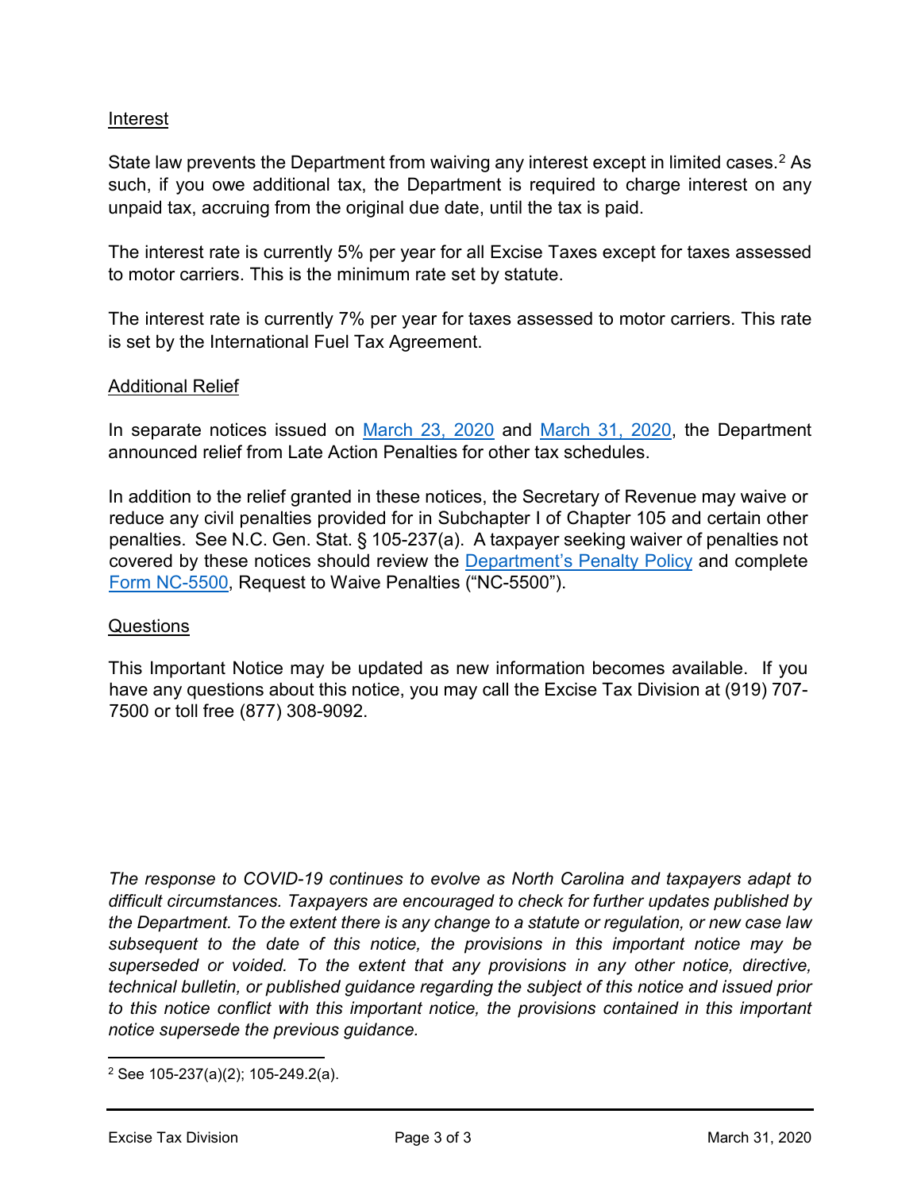## Interest

State law prevents the Department from waiving any interest except in limited cases.[2] As such, if you owe additional tax, the Department is required to charge interest on any unpaid tax, accruing from the original due date, until the tax is paid.

The interest rate is currently 5% per year for all Excise Taxes except for taxes assessed to motor carriers. This is the minimum rate set by statute.

The interest rate is currently 7% per year for taxes assessed to motor carriers. This rate is set by the International Fuel Tax Agreement.

## Additional Relief

In separate notices issued on March 23, 2020 and March 31, 2020, the Department announced relief from Late Action Penalties for other tax schedules.

In addition to the relief granted in these notices, the Secretary of Revenue may waive or reduce any civil penalties provided for in Subchapter I of Chapter 105 and certain other penalties. See N.C. Gen. Stat. § 105-237(a). A taxpayer seeking waiver of penalties not covered by these notices should review the Department's Penalty Policy and complete Form NC-5500, Request to Waive Penalties ("NC-5500").

## Questions

This Important Notice may be updated as new information becomes available. If you have any questions about this notice, you may call the Excise Tax Division at (919) 707-7500 or toll free (877) 308-9092.

*The response to COVID-19 continues to evolve as North Carolina and taxpayers adapt to difficult circumstances. Taxpayers are encouraged to check for further updates published by the Department. To the extent there is any change to a statute or regulation, or new case law subsequent to the date of this notice, the provisions in this important notice may be superseded or voided. To the extent that any provisions in any other notice, directive, technical bulletin, or published guidance regarding the subject of this notice and issued prior to this notice conflict with this important notice, the provisions contained in this important notice supersede the previous guidance.*

---

[2] See 105-237(a)(2); 105-249.2(a).